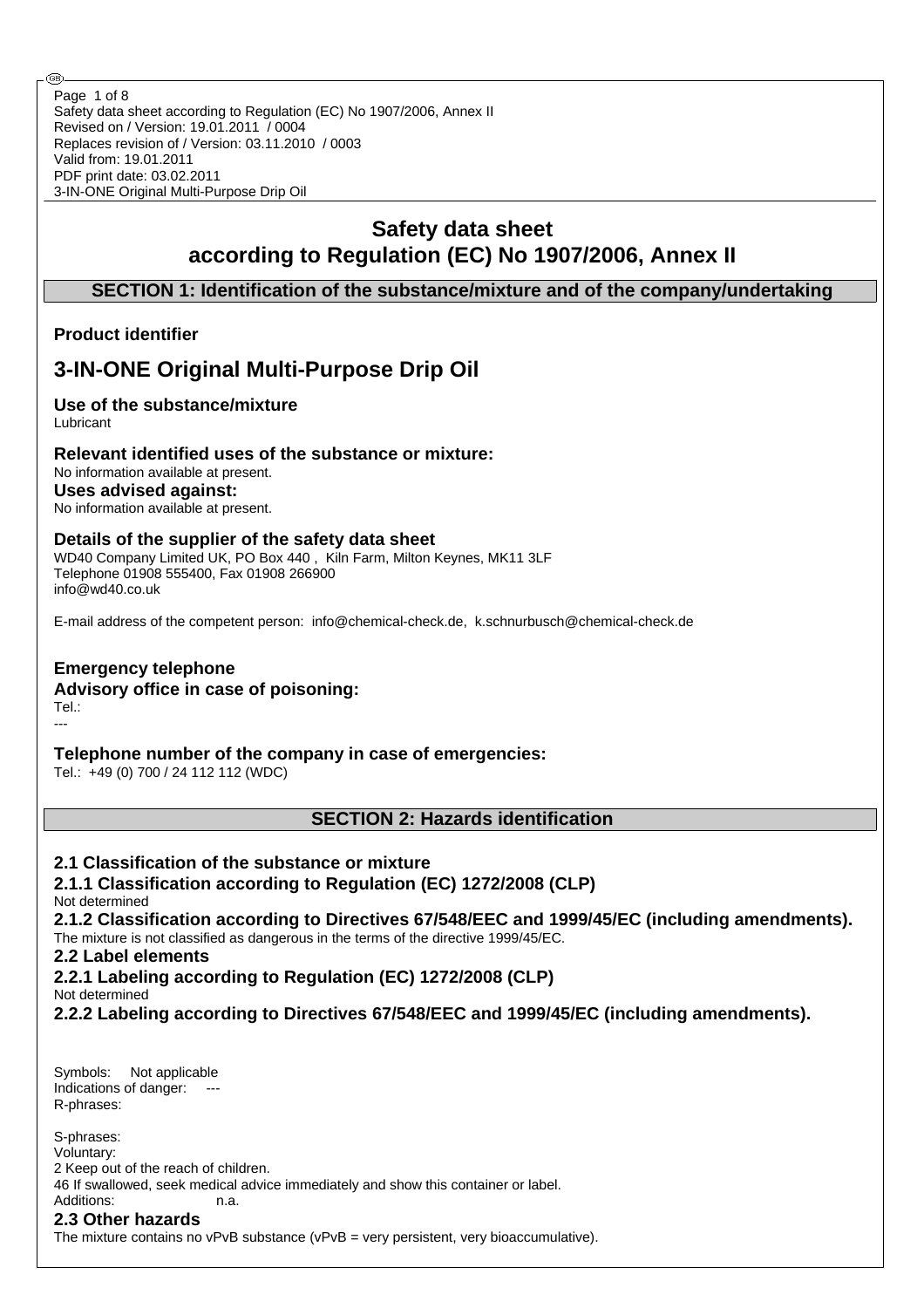# Safety data sheet according to Regulation (EC) No 1907/2006, Annex II

## SECTION 1: Identification of the substance/mixture and of the company/undertaking

**Product identifier**

# 3-IN-ONE Original Multi-Purpose Drip Oil

**Use of the substance/mixture**

Lubricant

**Relevant identified uses of the substance or mixture:**

No information available at present.

**Uses advised against:**

No information available at present.

**Details of the supplier of the safety data sheet**

WD40 Company Limited UK, PO Box 440 , Kiln Farm, Milton Keynes, MK11 3LF
Telephone 01908 555400, Fax 01908 266900
info@wd40.co.uk

E-mail address of the competent person: info@chemical-check.de, k.schnurbusch@chemical-check.de

**Emergency telephone**

**Advisory office in case of poisoning:**

Tel.:
---

**Telephone number of the company in case of emergencies:**

Tel.: +49 (0) 700 / 24 112 112 (WDC)

## SECTION 2: Hazards identification

### 2.1 Classification of the substance or mixture

#### 2.1.1 Classification according to Regulation (EC) 1272/2008 (CLP)

Not determined

#### 2.1.2 Classification according to Directives 67/548/EEC and 1999/45/EC (including amendments).

The mixture is not classified as dangerous in the terms of the directive 1999/45/EC.

### 2.2 Label elements

#### 2.2.1 Labeling according to Regulation (EC) 1272/2008 (CLP)

Not determined

#### 2.2.2 Labeling according to Directives 67/548/EEC and 1999/45/EC (including amendments).

Symbols: Not applicable
Indications of danger: ---
R-phrases:

S-phrases:
Voluntary:
2 Keep out of the reach of children.
46 If swallowed, seek medical advice immediately and show this container or label.
Additions: n.a.

### 2.3 Other hazards

The mixture contains no vPvB substance (vPvB = very persistent, very bioaccumulative).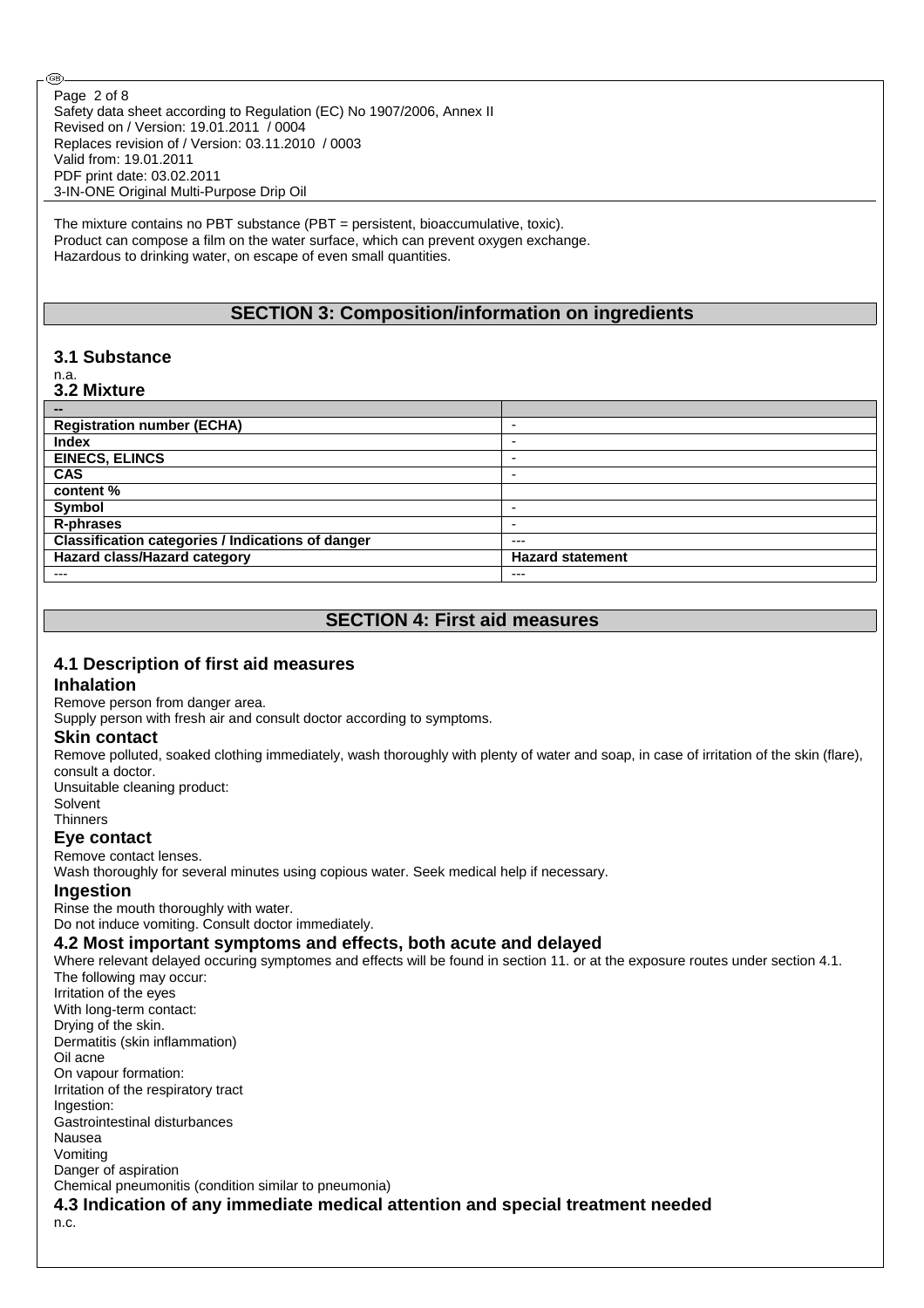The mixture contains no PBT substance (PBT = persistent, bioaccumulative, toxic).
Product can compose a film on the water surface, which can prevent oxygen exchange.
Hazardous to drinking water, on escape of even small quantities.

## SECTION 3: Composition/information on ingredients

### 3.1 Substance

n.a.

### 3.2 Mixture

| -- | |
|---|---|
| **Registration number (ECHA)** | - |
| **Index** | - |
| **EINECS, ELINCS** | - |
| **CAS** | - |
| **content %** | |
| **Symbol** | - |
| **R-phrases** | - |
| **Classification categories / Indications of danger** | --- |
| **Hazard class/Hazard category** | **Hazard statement** |
| --- | --- |

## SECTION 4: First aid measures

### 4.1 Description of first aid measures

#### Inhalation

Remove person from danger area.
Supply person with fresh air and consult doctor according to symptoms.

#### Skin contact

Remove polluted, soaked clothing immediately, wash thoroughly with plenty of water and soap, in case of irritation of the skin (flare), consult a doctor.
Unsuitable cleaning product:
Solvent
Thinners

#### Eye contact

Remove contact lenses.
Wash thoroughly for several minutes using copious water. Seek medical help if necessary.

#### Ingestion

Rinse the mouth thoroughly with water.
Do not induce vomiting. Consult doctor immediately.

### 4.2 Most important symptoms and effects, both acute and delayed

Where relevant delayed occuring symptomes and effects will be found in section 11. or at the exposure routes under section 4.1.
The following may occur:
Irritation of the eyes
With long-term contact:
Drying of the skin.
Dermatitis (skin inflammation)
Oil acne
On vapour formation:
Irritation of the respiratory tract
Ingestion:
Gastrointestinal disturbances
Nausea
Vomiting
Danger of aspiration
Chemical pneumonitis (condition similar to pneumonia)

### 4.3 Indication of any immediate medical attention and special treatment needed

n.c.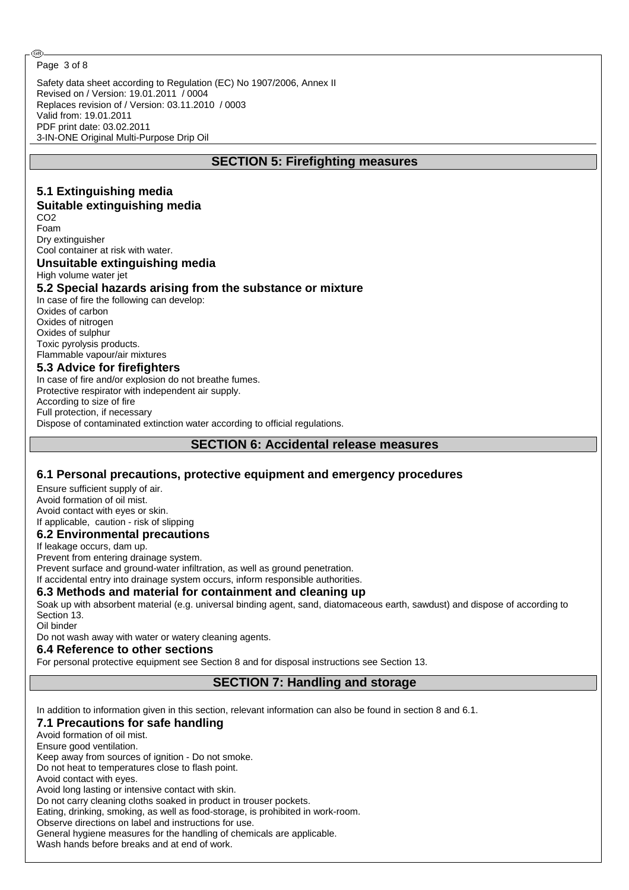## SECTION 5: Firefighting measures

### 5.1 Extinguishing media

**Suitable extinguishing media**

$CO_2$
Foam
Dry extinguisher
Cool container at risk with water.

**Unsuitable extinguishing media**

High volume water jet

### 5.2 Special hazards arising from the substance or mixture

In case of fire the following can develop:
Oxides of carbon
Oxides of nitrogen
Oxides of sulphur
Toxic pyrolysis products.
Flammable vapour/air mixtures

### 5.3 Advice for firefighters

In case of fire and/or explosion do not breathe fumes.
Protective respirator with independent air supply.
According to size of fire
Full protection, if necessary
Dispose of contaminated extinction water according to official regulations.

## SECTION 6: Accidental release measures

### 6.1 Personal precautions, protective equipment and emergency procedures

Ensure sufficient supply of air.
Avoid formation of oil mist.
Avoid contact with eyes or skin.
If applicable, caution - risk of slipping

### 6.2 Environmental precautions

If leakage occurs, dam up.
Prevent from entering drainage system.
Prevent surface and ground-water infiltration, as well as ground penetration.
If accidental entry into drainage system occurs, inform responsible authorities.

### 6.3 Methods and material for containment and cleaning up

Soak up with absorbent material (e.g. universal binding agent, sand, diatomaceous earth, sawdust) and dispose of according to Section 13.
Oil binder
Do not wash away with water or watery cleaning agents.

### 6.4 Reference to other sections

For personal protective equipment see Section 8 and for disposal instructions see Section 13.

## SECTION 7: Handling and storage

In addition to information given in this section, relevant information can also be found in section 8 and 6.1.

### 7.1 Precautions for safe handling

Avoid formation of oil mist.
Ensure good ventilation.
Keep away from sources of ignition - Do not smoke.
Do not heat to temperatures close to flash point.
Avoid contact with eyes.
Avoid long lasting or intensive contact with skin.
Do not carry cleaning cloths soaked in product in trouser pockets.
Eating, drinking, smoking, as well as food-storage, is prohibited in work-room.
Observe directions on label and instructions for use.
General hygiene measures for the handling of chemicals are applicable.
Wash hands before breaks and at end of work.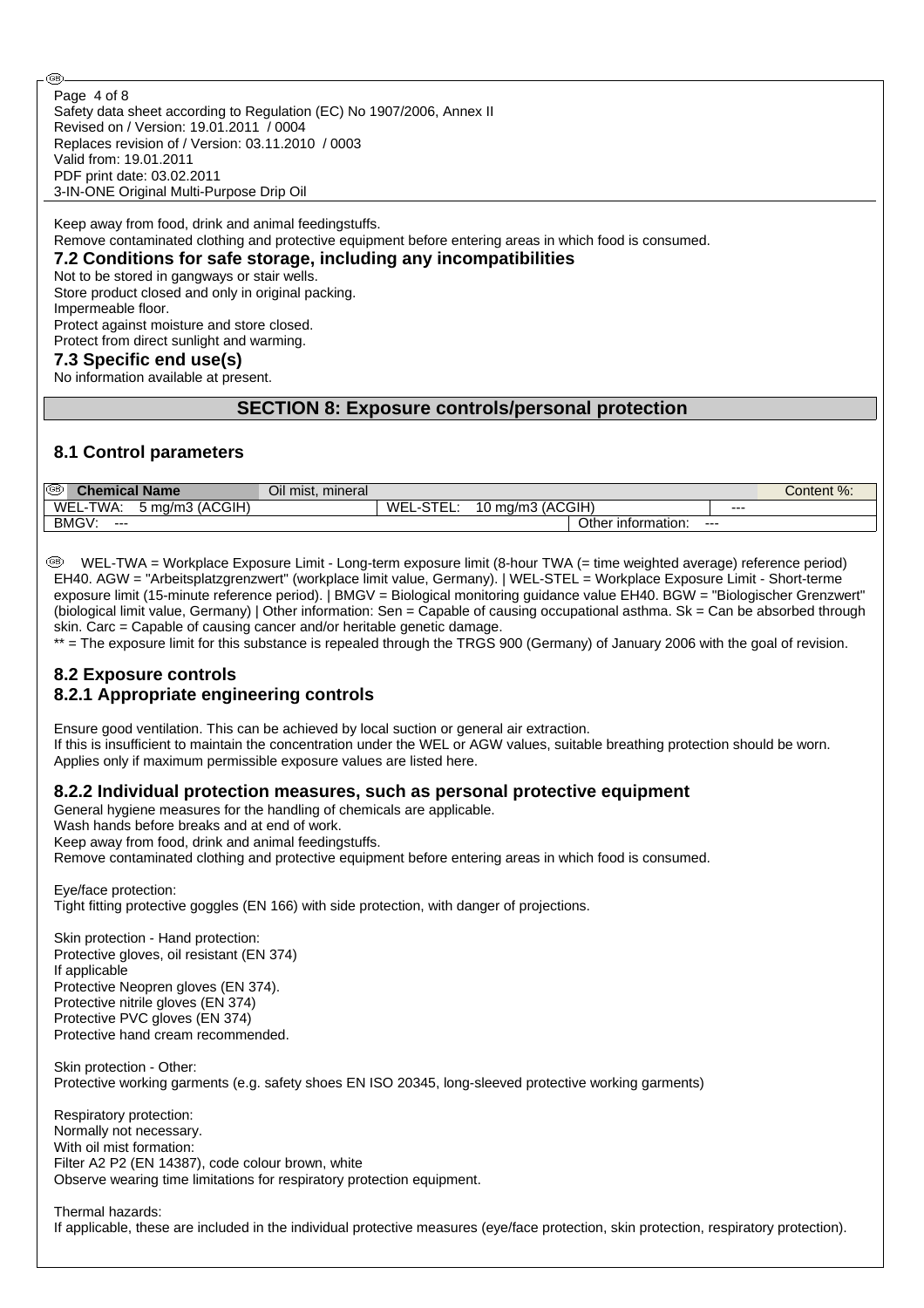Keep away from food, drink and animal feedingstuffs.
Remove contaminated clothing and protective equipment before entering areas in which food is consumed.

### 7.2 Conditions for safe storage, including any incompatibilities

Not to be stored in gangways or stair wells.
Store product closed and only in original packing.
Impermeable floor.
Protect against moisture and store closed.
Protect from direct sunlight and warming.

### 7.3 Specific end use(s)

No information available at present.

## SECTION 8: Exposure controls/personal protection

### 8.1 Control parameters

| Chemical Name | Oil mist, mineral | | | Content %: |
|---|---|---|---|---|
| WEL-TWA: 5 mg/m3 (ACGIH) | | WEL-STEL: 10 mg/m3 (ACGIH) | --- | |
| BMGV: --- | | | Other information: --- | |

WEL-TWA = Workplace Exposure Limit - Long-term exposure limit (8-hour TWA (= time weighted average) reference period) EH40. AGW = "Arbeitsplatzgrenzwert" (workplace limit value, Germany). | WEL-STEL = Workplace Exposure Limit - Short-terme exposure limit (15-minute reference period). | BMGV = Biological monitoring guidance value EH40. BGW = "Biologischer Grenzwert" (biological limit value, Germany) | Other information: Sen = Capable of causing occupational asthma. Sk = Can be absorbed through skin. Carc = Capable of causing cancer and/or heritable genetic damage.
** = The exposure limit for this substance is repealed through the TRGS 900 (Germany) of January 2006 with the goal of revision.

### 8.2 Exposure controls

### 8.2.1 Appropriate engineering controls

Ensure good ventilation. This can be achieved by local suction or general air extraction.
If this is insufficient to maintain the concentration under the WEL or AGW values, suitable breathing protection should be worn.
Applies only if maximum permissible exposure values are listed here.

### 8.2.2 Individual protection measures, such as personal protective equipment

General hygiene measures for the handling of chemicals are applicable.
Wash hands before breaks and at end of work.
Keep away from food, drink and animal feedingstuffs.
Remove contaminated clothing and protective equipment before entering areas in which food is consumed.

Eye/face protection:
Tight fitting protective goggles (EN 166) with side protection, with danger of projections.

Skin protection - Hand protection:
Protective gloves, oil resistant (EN 374)
If applicable
Protective Neopren gloves (EN 374).
Protective nitrile gloves (EN 374)
Protective PVC gloves (EN 374)
Protective hand cream recommended.

Skin protection - Other:
Protective working garments (e.g. safety shoes EN ISO 20345, long-sleeved protective working garments)

Respiratory protection:
Normally not necessary.
With oil mist formation:
Filter A2 P2 (EN 14387), code colour brown, white
Observe wearing time limitations for respiratory protection equipment.

Thermal hazards:
If applicable, these are included in the individual protective measures (eye/face protection, skin protection, respiratory protection).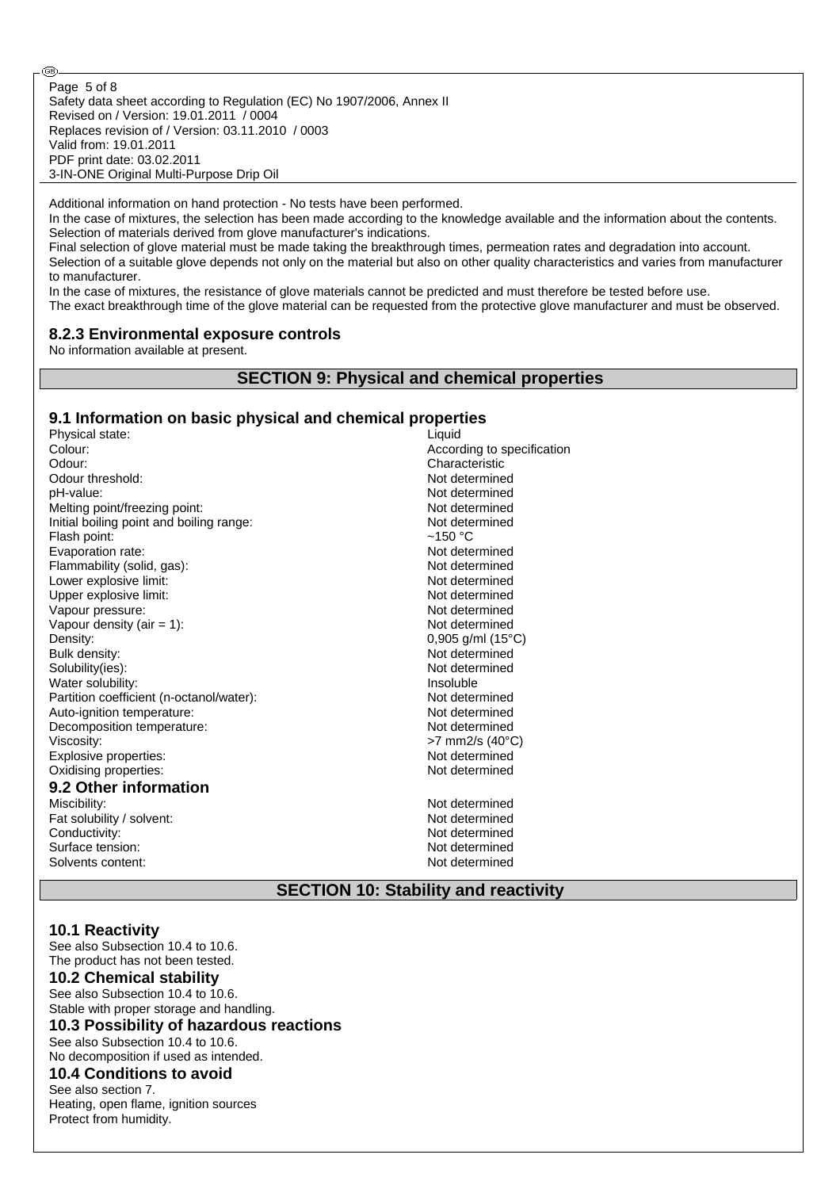Additional information on hand protection - No tests have been performed.
In the case of mixtures, the selection has been made according to the knowledge available and the information about the contents.
Selection of materials derived from glove manufacturer's indications.
Final selection of glove material must be made taking the breakthrough times, permeation rates and degradation into account.
Selection of a suitable glove depends not only on the material but also on other quality characteristics and varies from manufacturer to manufacturer.
In the case of mixtures, the resistance of glove materials cannot be predicted and must therefore be tested before use.
The exact breakthrough time of the glove material can be requested from the protective glove manufacturer and must be observed.

### 8.2.3 Environmental exposure controls

No information available at present.

## SECTION 9: Physical and chemical properties

### 9.1 Information on basic physical and chemical properties

| | |
|---|---|
| Physical state: | Liquid |
| Colour: | According to specification |
| Odour: | Characteristic |
| Odour threshold: | Not determined |
| pH-value: | Not determined |
| Melting point/freezing point: | Not determined |
| Initial boiling point and boiling range: | Not determined |
| Flash point: | ~150 °C |
| Evaporation rate: | Not determined |
| Flammability (solid, gas): | Not determined |
| Lower explosive limit: | Not determined |
| Upper explosive limit: | Not determined |
| Vapour pressure: | Not determined |
| Vapour density (air = 1): | Not determined |
| Density: | 0,905 g/ml (15°C) |
| Bulk density: | Not determined |
| Solubility(ies): | Not determined |
| Water solubility: | Insoluble |
| Partition coefficient (n-octanol/water): | Not determined |
| Auto-ignition temperature: | Not determined |
| Decomposition temperature: | Not determined |
| Viscosity: | >7 mm2/s (40°C) |
| Explosive properties: | Not determined |
| Oxidising properties: | Not determined |

### 9.2 Other information

| | |
|---|---|
| Miscibility: | Not determined |
| Fat solubility / solvent: | Not determined |
| Conductivity: | Not determined |
| Surface tension: | Not determined |
| Solvents content: | Not determined |

## SECTION 10: Stability and reactivity

### 10.1 Reactivity

See also Subsection 10.4 to 10.6.
The product has not been tested.

### 10.2 Chemical stability

See also Subsection 10.4 to 10.6.
Stable with proper storage and handling.

### 10.3 Possibility of hazardous reactions

See also Subsection 10.4 to 10.6.
No decomposition if used as intended.

### 10.4 Conditions to avoid

See also section 7.
Heating, open flame, ignition sources
Protect from humidity.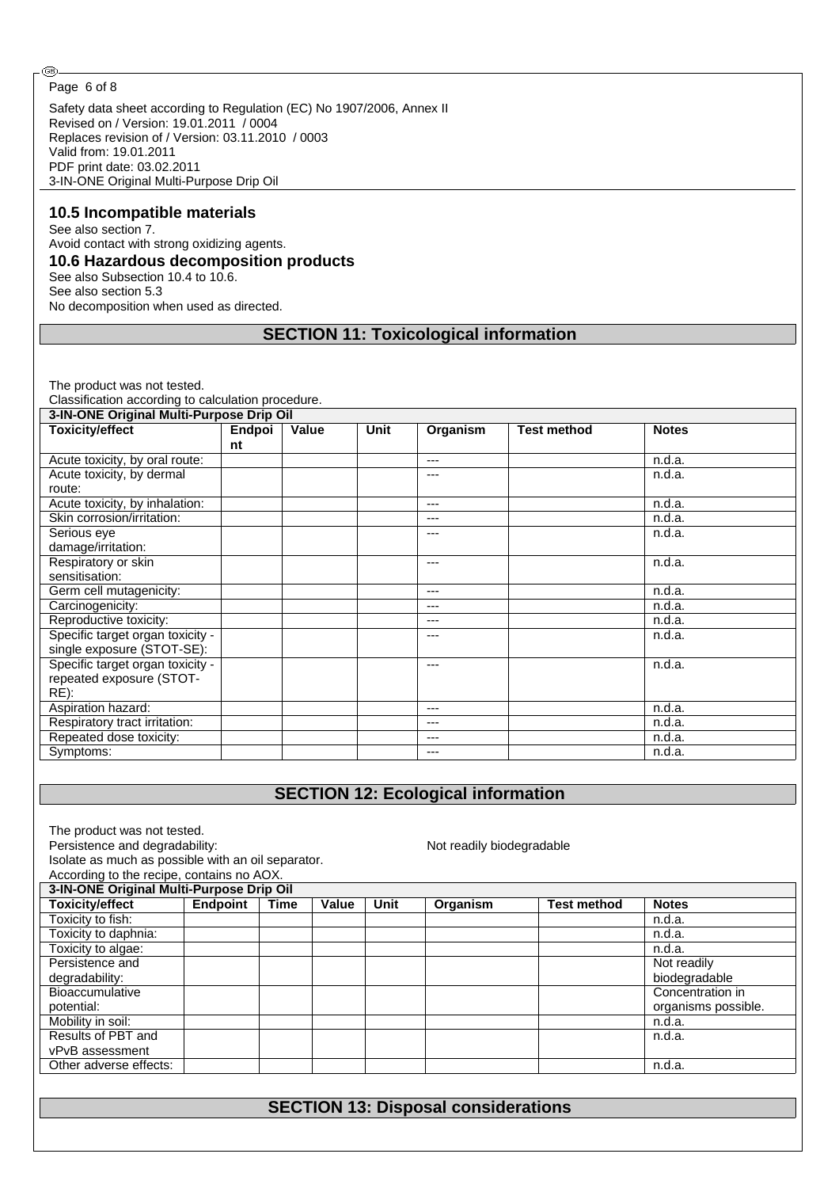### 10.5 Incompatible materials

See also section 7.
Avoid contact with strong oxidizing agents.

### 10.6 Hazardous decomposition products

See also Subsection 10.4 to 10.6.
See also section 5.3
No decomposition when used as directed.

## SECTION 11: Toxicological information

The product was not tested.
Classification according to calculation procedure.

| 3-IN-ONE Original Multi-Purpose Drip Oil | | | | | | |
|---|---|---|---|---|---|---|
| **Toxicity/effect** | **Endpoint** | **Value** | **Unit** | **Organism** | **Test method** | **Notes** |
| Acute toxicity, by oral route: | | | | --- | | n.d.a. |
| Acute toxicity, by dermal route: | | | | --- | | n.d.a. |
| Acute toxicity, by inhalation: | | | | --- | | n.d.a. |
| Skin corrosion/irritation: | | | | --- | | n.d.a. |
| Serious eye damage/irritation: | | | | --- | | n.d.a. |
| Respiratory or skin sensitisation: | | | | --- | | n.d.a. |
| Germ cell mutagenicity: | | | | --- | | n.d.a. |
| Carcinogenicity: | | | | --- | | n.d.a. |
| Reproductive toxicity: | | | | --- | | n.d.a. |
| Specific target organ toxicity - single exposure (STOT-SE): | | | | --- | | n.d.a. |
| Specific target organ toxicity - repeated exposure (STOT-RE): | | | | --- | | n.d.a. |
| Aspiration hazard: | | | | --- | | n.d.a. |
| Respiratory tract irritation: | | | | --- | | n.d.a. |
| Repeated dose toxicity: | | | | --- | | n.d.a. |
| Symptoms: | | | | --- | | n.d.a. |

## SECTION 12: Ecological information

The product was not tested.
Persistence and degradability: Not readily biodegradable
Isolate as much as possible with an oil separator.
According to the recipe, contains no AOX.

| 3-IN-ONE Original Multi-Purpose Drip Oil | | | | | | | |
|---|---|---|---|---|---|---|---|
| **Toxicity/effect** | **Endpoint** | **Time** | **Value** | **Unit** | **Organism** | **Test method** | **Notes** |
| Toxicity to fish: | | | | | | | n.d.a. |
| Toxicity to daphnia: | | | | | | | n.d.a. |
| Toxicity to algae: | | | | | | | n.d.a. |
| Persistence and degradability: | | | | | | | Not readily biodegradable |
| Bioaccumulative potential: | | | | | | | Concentration in organisms possible. |
| Mobility in soil: | | | | | | | n.d.a. |
| Results of PBT and vPvB assessment | | | | | | | n.d.a. |
| Other adverse effects: | | | | | | | n.d.a. |

## SECTION 13: Disposal considerations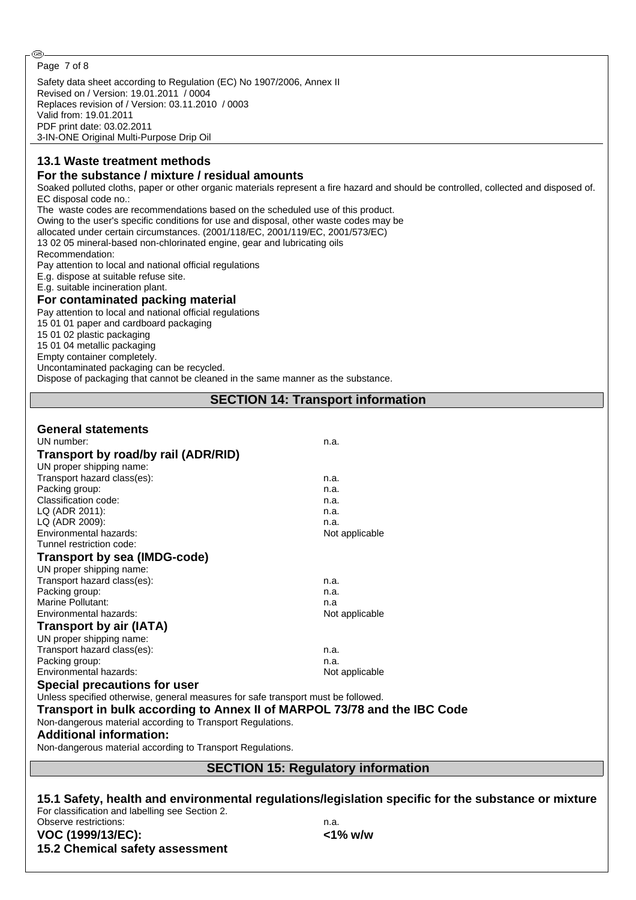### 13.1 Waste treatment methods

#### For the substance / mixture / residual amounts

Soaked polluted cloths, paper or other organic materials represent a fire hazard and should be controlled, collected and disposed of.
EC disposal code no.:
The waste codes are recommendations based on the scheduled use of this product.
Owing to the user's specific conditions for use and disposal, other waste codes may be allocated under certain circumstances. (2001/118/EC, 2001/119/EC, 2001/573/EC)
13 02 05 mineral-based non-chlorinated engine, gear and lubricating oils
Recommendation:
Pay attention to local and national official regulations
E.g. dispose at suitable refuse site.
E.g. suitable incineration plant.

#### For contaminated packing material

Pay attention to local and national official regulations
15 01 01 paper and cardboard packaging
15 01 02 plastic packaging
15 01 04 metallic packaging
Empty container completely.
Uncontaminated packaging can be recycled.
Dispose of packaging that cannot be cleaned in the same manner as the substance.

## SECTION 14: Transport information

#### General statements

| | |
|---|---|
| UN number: | n.a. |

#### Transport by road/by rail (ADR/RID)

| | |
|---|---|
| UN proper shipping name: | |
| Transport hazard class(es): | n.a. |
| Packing group: | n.a. |
| Classification code: | n.a. |
| LQ (ADR 2011): | n.a. |
| LQ (ADR 2009): | n.a. |
| Environmental hazards: | Not applicable |
| Tunnel restriction code: | |

#### Transport by sea (IMDG-code)

| | |
|---|---|
| UN proper shipping name: | |
| Transport hazard class(es): | n.a. |
| Packing group: | n.a. |
| Marine Pollutant: | n.a |
| Environmental hazards: | Not applicable |

#### Transport by air (IATA)

| | |
|---|---|
| UN proper shipping name: | |
| Transport hazard class(es): | n.a. |
| Packing group: | n.a. |
| Environmental hazards: | Not applicable |

#### Special precautions for user

Unless specified otherwise, general measures for safe transport must be followed.

#### Transport in bulk according to Annex II of MARPOL 73/78 and the IBC Code

Non-dangerous material according to Transport Regulations.

#### Additional information:

Non-dangerous material according to Transport Regulations.

## SECTION 15: Regulatory information

### 15.1 Safety, health and environmental regulations/legislation specific for the substance or mixture

For classification and labelling see Section 2.

| | |
|---|---|
| Observe restrictions: | n.a. |
| **VOC (1999/13/EC):** | **<1% w/w** |

### 15.2 Chemical safety assessment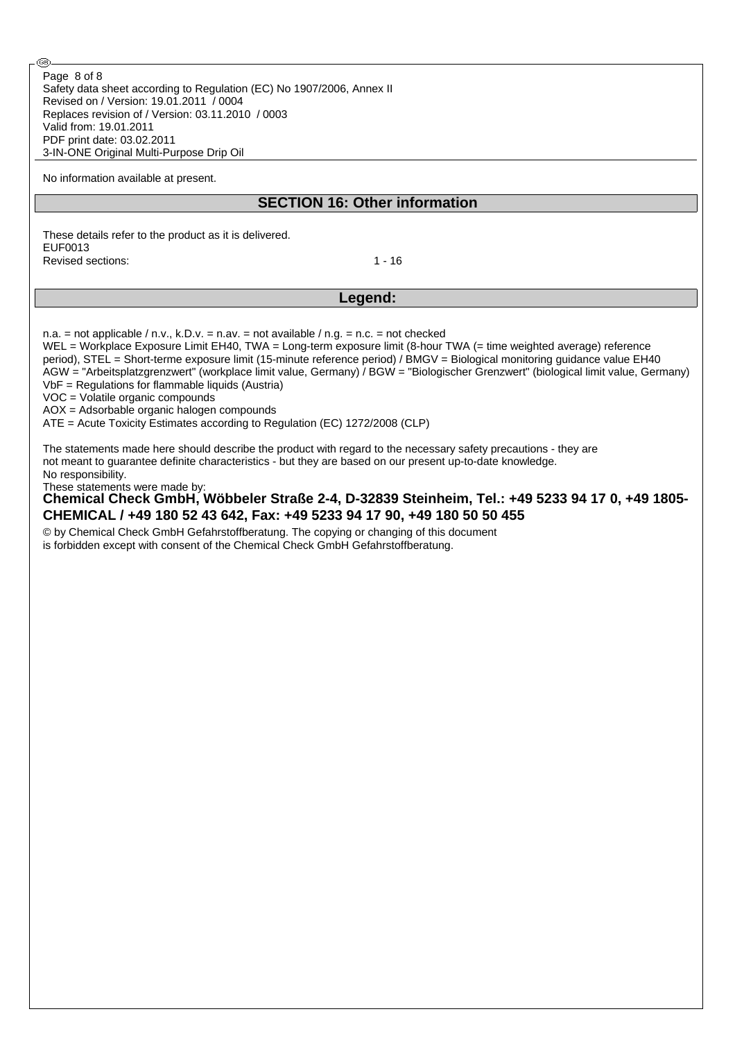No information available at present.

## SECTION 16: Other information

These details refer to the product as it is delivered.
EUF0013
Revised sections: 1 - 16

## Legend:

n.a. = not applicable / n.v., k.D.v. = n.av. = not available / n.g. = n.c. = not checked
WEL = Workplace Exposure Limit EH40, TWA = Long-term exposure limit (8-hour TWA (= time weighted average) reference period), STEL = Short-terme exposure limit (15-minute reference period) / BMGV = Biological monitoring guidance value EH40
AGW = "Arbeitsplatzgrenzwert" (workplace limit value, Germany) / BGW = "Biologischer Grenzwert" (biological limit value, Germany)
VbF = Regulations for flammable liquids (Austria)
VOC = Volatile organic compounds
AOX = Adsorbable organic halogen compounds
ATE = Acute Toxicity Estimates according to Regulation (EC) 1272/2008 (CLP)

The statements made here should describe the product with regard to the necessary safety precautions - they are not meant to guarantee definite characteristics - but they are based on our present up-to-date knowledge.
No responsibility.
These statements were made by:

**Chemical Check GmbH, Wöbbeler Straße 2-4, D-32839 Steinheim, Tel.: +49 5233 94 17 0, +49 1805-CHEMICAL / +49 180 52 43 642, Fax: +49 5233 94 17 90, +49 180 50 50 455**

© by Chemical Check GmbH Gefahrstoffberatung. The copying or changing of this document is forbidden except with consent of the Chemical Check GmbH Gefahrstoffberatung.